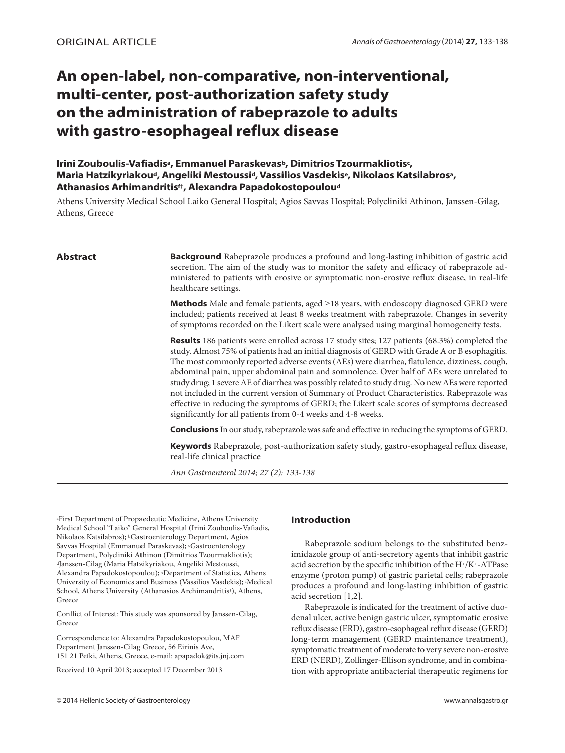ORIGINAL ARTICLE

# An open-label, non-comparative, non-interventional, multi-center, post-authorization safety study on the administration of rabeprazole to adults with gastro-esophageal reflux disease

**Irini Zouboulis-Vafiadis[a], Emmanuel Paraskevas[b], Dimitrios Tzourmakliotis[c], Maria Hatzikyriakou[d], Angeliki Mestoussi[d], Vassilios Vasdekis[e], Nikolaos Katsilabros[a], Athanasios Arhimandritis[f†], Alexandra Papadokostopoulou[d]**

Athens University Medical School Laiko General Hospital; Agios Savvas Hospital; Polycliniki Athinon, Janssen-Gilag, Athens, Greece

## Abstract

**Background** Rabeprazole produces a profound and long-lasting inhibition of gastric acid secretion. The aim of the study was to monitor the safety and efficacy of rabeprazole administered to patients with erosive or symptomatic non-erosive reflux disease, in real-life healthcare settings.

**Methods** Male and female patients, aged ≥18 years, with endoscopy diagnosed GERD were included; patients received at least 8 weeks treatment with rabeprazole. Changes in severity of symptoms recorded on the Likert scale were analysed using marginal homogeneity tests.

**Results** 186 patients were enrolled across 17 study sites; 127 patients (68.3%) completed the study. Almost 75% of patients had an initial diagnosis of GERD with Grade A or B esophagitis. The most commonly reported adverse events (AEs) were diarrhea, flatulence, dizziness, cough, abdominal pain, upper abdominal pain and somnolence. Over half of AEs were unrelated to study drug; 1 severe AE of diarrhea was possibly related to study drug. No new AEs were reported not included in the current version of Summary of Product Characteristics. Rabeprazole was effective in reducing the symptoms of GERD; the Likert scale scores of symptoms decreased significantly for all patients from 0-4 weeks and 4-8 weeks.

**Conclusions** In our study, rabeprazole was safe and effective in reducing the symptoms of GERD.

**Keywords** Rabeprazole, post-authorization safety study, gastro-esophageal reflux disease, real-life clinical practice

*Ann Gastroenterol 2014; 27 (2): 133-138*

[a]First Department of Propaedeutic Medicine, Athens University Medical School "Laiko" General Hospital (Irini Zouboulis-Vafiadis, Nikolaos Katsilabros); [b]Gastroenterology Department, Agios Savvas Hospital (Emmanuel Paraskevas); [c]Gastroenterology Department, Polycliniki Athinon (Dimitrios Tzourmakliotis); [d]Janssen-Cilag (Maria Hatzikyriakou, Angeliki Mestoussi, Alexandra Papadokostopoulou); [e]Department of Statistics, Athens University of Economics and Business (Vassilios Vasdekis); [f]Medical School, Athens University (Athanasios Archimandritis[†]), Athens, Greece

Conflict of Interest: This study was sponsored by Janssen-Cilag, Greece

Correspondence to: Alexandra Papadokostopoulou, MAF Department Janssen-Cilag Greece, 56 Eirinis Ave, 151 21 Pefki, Athens, Greece, e-mail: apapadok@its.jnj.com

Received 10 April 2013; accepted 17 December 2013

## Introduction

Rabeprazole sodium belongs to the substituted benzimidazole group of anti-secretory agents that inhibit gastric acid secretion by the specific inhibition of the $H^+/K^+$-ATPase enzyme (proton pump) of gastric parietal cells; rabeprazole produces a profound and long-lasting inhibition of gastric acid secretion [1,2].

Rabeprazole is indicated for the treatment of active duodenal ulcer, active benign gastric ulcer, symptomatic erosive reflux disease (ERD), gastro-esophageal reflux disease (GERD) long-term management (GERD maintenance treatment), symptomatic treatment of moderate to very severe non-erosive ERD (NERD), Zollinger-Ellison syndrome, and in combination with appropriate antibacterial therapeutic regimens for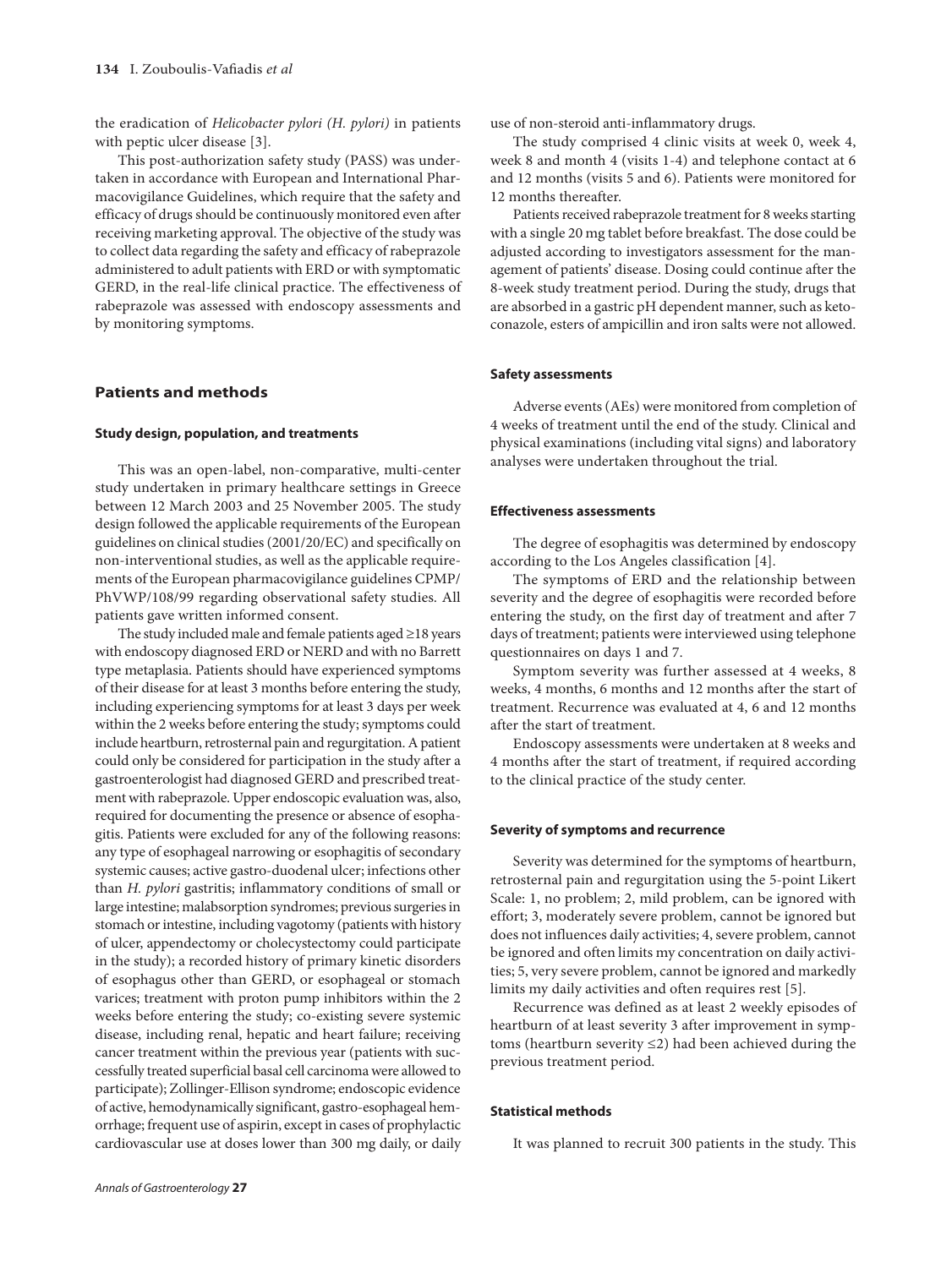the eradication of *Helicobacter pylori (H. pylori)* in patients with peptic ulcer disease [3].

This post-authorization safety study (PASS) was undertaken in accordance with European and International Pharmacovigilance Guidelines, which require that the safety and efficacy of drugs should be continuously monitored even after receiving marketing approval. The objective of the study was to collect data regarding the safety and efficacy of rabeprazole administered to adult patients with ERD or with symptomatic GERD, in the real-life clinical practice. The effectiveness of rabeprazole was assessed with endoscopy assessments and by monitoring symptoms.

## Patients and methods

### Study design, population, and treatments

This was an open-label, non-comparative, multi-center study undertaken in primary healthcare settings in Greece between 12 March 2003 and 25 November 2005. The study design followed the applicable requirements of the European guidelines on clinical studies (2001/20/EC) and specifically on non-interventional studies, as well as the applicable requirements of the European pharmacovigilance guidelines CPMP/PhVWP/108/99 regarding observational safety studies. All patients gave written informed consent.

The study included male and female patients aged ≥18 years with endoscopy diagnosed ERD or NERD and with no Barrett type metaplasia. Patients should have experienced symptoms of their disease for at least 3 months before entering the study, including experiencing symptoms for at least 3 days per week within the 2 weeks before entering the study; symptoms could include heartburn, retrosternal pain and regurgitation. A patient could only be considered for participation in the study after a gastroenterologist had diagnosed GERD and prescribed treatment with rabeprazole. Upper endoscopic evaluation was, also, required for documenting the presence or absence of esophagitis. Patients were excluded for any of the following reasons: any type of esophageal narrowing or esophagitis of secondary systemic causes; active gastro-duodenal ulcer; infections other than *H. pylori* gastritis; inflammatory conditions of small or large intestine; malabsorption syndromes; previous surgeries in stomach or intestine, including vagotomy (patients with history of ulcer, appendectomy or cholecystectomy could participate in the study); a recorded history of primary kinetic disorders of esophagus other than GERD, or esophageal or stomach varices; treatment with proton pump inhibitors within the 2 weeks before entering the study; co-existing severe systemic disease, including renal, hepatic and heart failure; receiving cancer treatment within the previous year (patients with successfully treated superficial basal cell carcinoma were allowed to participate); Zollinger-Ellison syndrome; endoscopic evidence of active, hemodynamically significant, gastro-esophageal hemorrhage; frequent use of aspirin, except in cases of prophylactic cardiovascular use at doses lower than 300 mg daily, or daily use of non-steroid anti-inflammatory drugs.

The study comprised 4 clinic visits at week 0, week 4, week 8 and month 4 (visits 1-4) and telephone contact at 6 and 12 months (visits 5 and 6). Patients were monitored for 12 months thereafter.

Patients received rabeprazole treatment for 8 weeks starting with a single 20 mg tablet before breakfast. The dose could be adjusted according to investigators assessment for the management of patients' disease. Dosing could continue after the 8-week study treatment period. During the study, drugs that are absorbed in a gastric pH dependent manner, such as ketoconazole, esters of ampicillin and iron salts were not allowed.

### Safety assessments

Adverse events (AEs) were monitored from completion of 4 weeks of treatment until the end of the study. Clinical and physical examinations (including vital signs) and laboratory analyses were undertaken throughout the trial.

### Effectiveness assessments

The degree of esophagitis was determined by endoscopy according to the Los Angeles classification [4].

The symptoms of ERD and the relationship between severity and the degree of esophagitis were recorded before entering the study, on the first day of treatment and after 7 days of treatment; patients were interviewed using telephone questionnaires on days 1 and 7.

Symptom severity was further assessed at 4 weeks, 8 weeks, 4 months, 6 months and 12 months after the start of treatment. Recurrence was evaluated at 4, 6 and 12 months after the start of treatment.

Endoscopy assessments were undertaken at 8 weeks and 4 months after the start of treatment, if required according to the clinical practice of the study center.

### Severity of symptoms and recurrence

Severity was determined for the symptoms of heartburn, retrosternal pain and regurgitation using the 5-point Likert Scale: 1, no problem; 2, mild problem, can be ignored with effort; 3, moderately severe problem, cannot be ignored but does not influences daily activities; 4, severe problem, cannot be ignored and often limits my concentration on daily activities; 5, very severe problem, cannot be ignored and markedly limits my daily activities and often requires rest [5].

Recurrence was defined as at least 2 weekly episodes of heartburn of at least severity 3 after improvement in symptoms (heartburn severity ≤2) had been achieved during the previous treatment period.

### Statistical methods

It was planned to recruit 300 patients in the study. This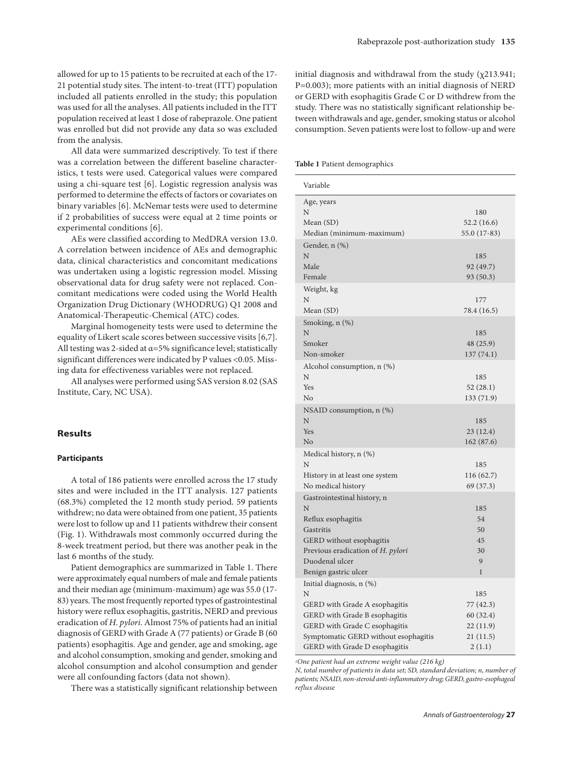allowed for up to 15 patients to be recruited at each of the 17-21 potential study sites. The intent-to-treat (ITT) population included all patients enrolled in the study; this population was used for all the analyses. All patients included in the ITT population received at least 1 dose of rabeprazole. One patient was enrolled but did not provide any data so was excluded from the analysis.

All data were summarized descriptively. To test if there was a correlation between the different baseline characteristics, t tests were used. Categorical values were compared using a chi-square test [6]. Logistic regression analysis was performed to determine the effects of factors or covariates on binary variables [6]. McNemar tests were used to determine if 2 probabilities of success were equal at 2 time points or experimental conditions [6].

AEs were classified according to MedDRA version 13.0. A correlation between incidence of AEs and demographic data, clinical characteristics and concomitant medications was undertaken using a logistic regression model. Missing observational data for drug safety were not replaced. Concomitant medications were coded using the World Health Organization Drug Dictionary (WHODRUG) Q1 2008 and Anatomical-Therapeutic-Chemical (ATC) codes.

Marginal homogeneity tests were used to determine the equality of Likert scale scores between successive visits [6,7]. All testing was 2-sided at $\alpha$=5% significance level; statistically significant differences were indicated by P values <0.05. Missing data for effectiveness variables were not replaced.

All analyses were performed using SAS version 8.02 (SAS Institute, Cary, NC USA).

## Results

### Participants

A total of 186 patients were enrolled across the 17 study sites and were included in the ITT analysis. 127 patients (68.3%) completed the 12 month study period. 59 patients withdrew; no data were obtained from one patient, 35 patients were lost to follow up and 11 patients withdrew their consent (Fig. 1). Withdrawals most commonly occurred during the 8-week treatment period, but there was another peak in the last 6 months of the study.

Patient demographics are summarized in Table 1. There were approximately equal numbers of male and female patients and their median age (minimum-maximum) age was 55.0 (17-83) years. The most frequently reported types of gastrointestinal history were reflux esophagitis, gastritis, NERD and previous eradication of *H. pylori*. Almost 75% of patients had an initial diagnosis of GERD with Grade A (77 patients) or Grade B (60 patients) esophagitis. Age and gender, age and smoking, age and alcohol consumption, smoking and gender, smoking and alcohol consumption and alcohol consumption and gender were all confounding factors (data not shown).

There was a statistically significant relationship between initial diagnosis and withdrawal from the study ($\chi^2$13.941; P=0.003); more patients with an initial diagnosis of NERD or GERD with esophagitis Grade C or D withdrew from the study. There was no statistically significant relationship between withdrawals and age, gender, smoking status or alcohol consumption. Seven patients were lost to follow-up and were

**Table 1** Patient demographics

| Variable | |
|---|---|
| **Age, years** | |
| N | 180 |
| Mean (SD) | 52.2 (16.6) |
| Median (minimum-maximum) | 55.0 (17-83) |
| **Gender, n (%)** | |
| N | 185 |
| Male | 92 (49.7) |
| Female | 93 (50.3) |
| **Weight, kg** | |
| N | 177 |
| Mean (SD) | 78.4 (16.5) |
| **Smoking, n (%)** | |
| N | 185 |
| Smoker | 48 (25.9) |
| Non-smoker | 137 (74.1) |
| **Alcohol consumption, n (%)** | |
| N | 185 |
| Yes | 52 (28.1) |
| No | 133 (71.9) |
| **NSAID consumption, n (%)** | |
| N | 185 |
| Yes | 23 (12.4) |
| No | 162 (87.6) |
| **Medical history, n (%)** | |
| N | 185 |
| History in at least one system | 116 (62.7) |
| No medical history | 69 (37.3) |
| **Gastrointestinal history, n** | |
| N | 185 |
| Reflux esophagitis | 54 |
| Gastritis | 50 |
| GERD without esophagitis | 45 |
| Previous eradication of *H. pylori* | 30 |
| Duodenal ulcer | 9 |
| Benign gastric ulcer | 1 |
| **Initial diagnosis, n (%)** | |
| N | 185 |
| GERD with Grade A esophagitis | 77 (42.3) |
| GERD with Grade B esophagitis | 60 (32.4) |
| GERD with Grade C esophagitis | 22 (11.9) |
| Symptomatic GERD without esophagitis | 21 (11.5) |
| GERD with Grade D esophagitis | 2 (1.1) |

*[1]One patient had an extreme weight value (216 kg)*

*N, total number of patients in data set; SD, standard deviation; n, number of patients; NSAID, non-steroid anti-inflammatory drug; GERD, gastro-esophageal reflux disease*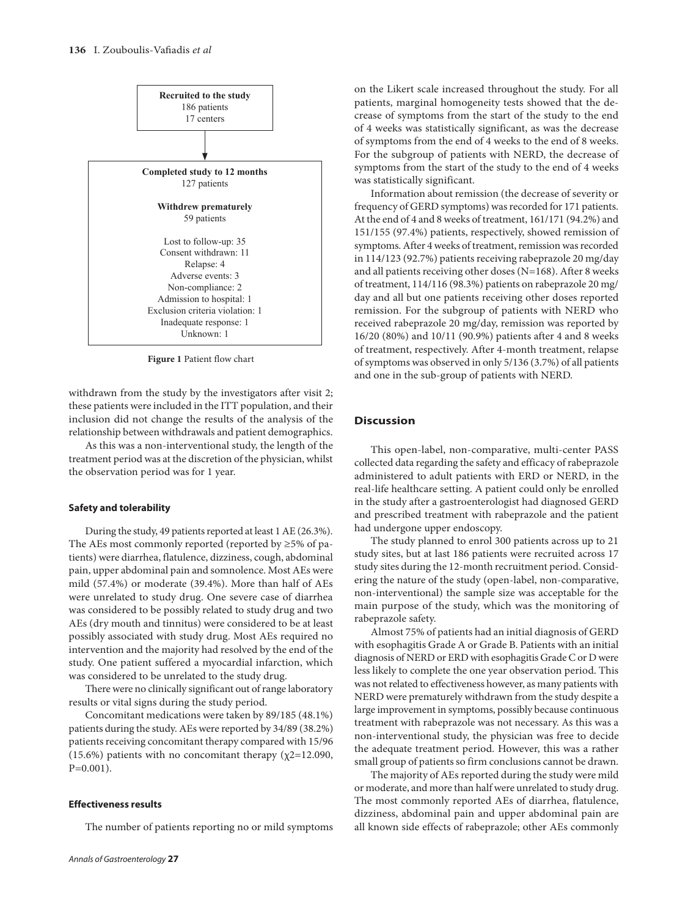**Recruited to the study**
186 patients
17 centers

**Completed study to 12 months**
127 patients

**Withdrew prematurely**
59 patients

Lost to follow-up: 35
Consent withdrawn: 11
Relapse: 4
Adverse events: 3
Non-compliance: 2
Admission to hospital: 1
Exclusion criteria violation: 1
Inadequate response: 1
Unknown: 1

**Figure 1** Patient flow chart

withdrawn from the study by the investigators after visit 2; these patients were included in the ITT population, and their inclusion did not change the results of the analysis of the relationship between withdrawals and patient demographics.

As this was a non-interventional study, the length of the treatment period was at the discretion of the physician, whilst the observation period was for 1 year.

### Safety and tolerability

During the study, 49 patients reported at least 1 AE (26.3%). The AEs most commonly reported (reported by ≥5% of patients) were diarrhea, flatulence, dizziness, cough, abdominal pain, upper abdominal pain and somnolence. Most AEs were mild (57.4%) or moderate (39.4%). More than half of AEs were unrelated to study drug. One severe case of diarrhea was considered to be possibly related to study drug and two AEs (dry mouth and tinnitus) were considered to be at least possibly associated with study drug. Most AEs required no intervention and the majority had resolved by the end of the study. One patient suffered a myocardial infarction, which was considered to be unrelated to the study drug.

There were no clinically significant out of range laboratory results or vital signs during the study period.

Concomitant medications were taken by 89/185 (48.1%) patients during the study. AEs were reported by 34/89 (38.2%) patients receiving concomitant therapy compared with 15/96 (15.6%) patients with no concomitant therapy ($\chi2$=12.090, P=0.001).

### Effectiveness results

The number of patients reporting no or mild symptoms on the Likert scale increased throughout the study. For all patients, marginal homogeneity tests showed that the decrease of symptoms from the start of the study to the end of 4 weeks was statistically significant, as was the decrease of symptoms from the end of 4 weeks to the end of 8 weeks. For the subgroup of patients with NERD, the decrease of symptoms from the start of the study to the end of 4 weeks was statistically significant.

Information about remission (the decrease of severity or frequency of GERD symptoms) was recorded for 171 patients. At the end of 4 and 8 weeks of treatment, 161/171 (94.2%) and 151/155 (97.4%) patients, respectively, showed remission of symptoms. After 4 weeks of treatment, remission was recorded in 114/123 (92.7%) patients receiving rabeprazole 20 mg/day and all patients receiving other doses (N=168). After 8 weeks of treatment, 114/116 (98.3%) patients on rabeprazole 20 mg/day and all but one patients receiving other doses reported remission. For the subgroup of patients with NERD who received rabeprazole 20 mg/day, remission was reported by 16/20 (80%) and 10/11 (90.9%) patients after 4 and 8 weeks of treatment, respectively. After 4-month treatment, relapse of symptoms was observed in only 5/136 (3.7%) of all patients and one in the sub-group of patients with NERD.

## Discussion

This open-label, non-comparative, multi-center PASS collected data regarding the safety and efficacy of rabeprazole administered to adult patients with ERD or NERD, in the real-life healthcare setting. A patient could only be enrolled in the study after a gastroenterologist had diagnosed GERD and prescribed treatment with rabeprazole and the patient had undergone upper endoscopy.

The study planned to enrol 300 patients across up to 21 study sites, but at last 186 patients were recruited across 17 study sites during the 12-month recruitment period. Considering the nature of the study (open-label, non-comparative, non-interventional) the sample size was acceptable for the main purpose of the study, which was the monitoring of rabeprazole safety.

Almost 75% of patients had an initial diagnosis of GERD with esophagitis Grade A or Grade B. Patients with an initial diagnosis of NERD or ERD with esophagitis Grade C or D were less likely to complete the one year observation period. This was not related to effectiveness however, as many patients with NERD were prematurely withdrawn from the study despite a large improvement in symptoms, possibly because continuous treatment with rabeprazole was not necessary. As this was a non-interventional study, the physician was free to decide the adequate treatment period. However, this was a rather small group of patients so firm conclusions cannot be drawn.

The majority of AEs reported during the study were mild or moderate, and more than half were unrelated to study drug. The most commonly reported AEs of diarrhea, flatulence, dizziness, abdominal pain and upper abdominal pain are all known side effects of rabeprazole; other AEs commonly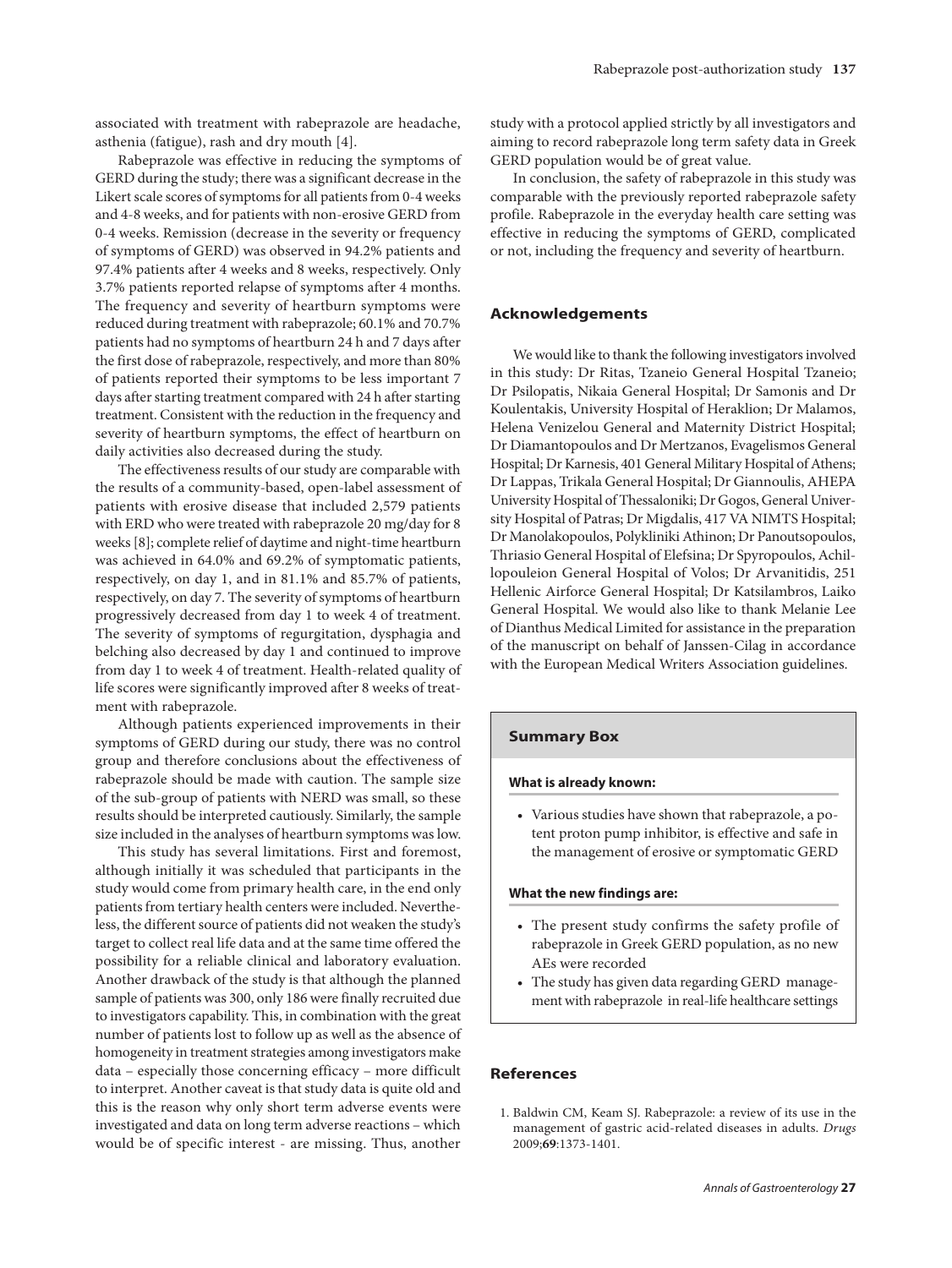associated with treatment with rabeprazole are headache, asthenia (fatigue), rash and dry mouth [4].

Rabeprazole was effective in reducing the symptoms of GERD during the study; there was a significant decrease in the Likert scale scores of symptoms for all patients from 0-4 weeks and 4-8 weeks, and for patients with non-erosive GERD from 0-4 weeks. Remission (decrease in the severity or frequency of symptoms of GERD) was observed in 94.2% patients and 97.4% patients after 4 weeks and 8 weeks, respectively. Only 3.7% patients reported relapse of symptoms after 4 months. The frequency and severity of heartburn symptoms were reduced during treatment with rabeprazole; 60.1% and 70.7% patients had no symptoms of heartburn 24 h and 7 days after the first dose of rabeprazole, respectively, and more than 80% of patients reported their symptoms to be less important 7 days after starting treatment compared with 24 h after starting treatment. Consistent with the reduction in the frequency and severity of heartburn symptoms, the effect of heartburn on daily activities also decreased during the study.

The effectiveness results of our study are comparable with the results of a community-based, open-label assessment of patients with erosive disease that included 2,579 patients with ERD who were treated with rabeprazole 20 mg/day for 8 weeks [8]; complete relief of daytime and night-time heartburn was achieved in 64.0% and 69.2% of symptomatic patients, respectively, on day 1, and in 81.1% and 85.7% of patients, respectively, on day 7. The severity of symptoms of heartburn progressively decreased from day 1 to week 4 of treatment. The severity of symptoms of regurgitation, dysphagia and belching also decreased by day 1 and continued to improve from day 1 to week 4 of treatment. Health-related quality of life scores were significantly improved after 8 weeks of treatment with rabeprazole.

Although patients experienced improvements in their symptoms of GERD during our study, there was no control group and therefore conclusions about the effectiveness of rabeprazole should be made with caution. The sample size of the sub-group of patients with NERD was small, so these results should be interpreted cautiously. Similarly, the sample size included in the analyses of heartburn symptoms was low.

This study has several limitations. First and foremost, although initially it was scheduled that participants in the study would come from primary health care, in the end only patients from tertiary health centers were included. Nevertheless, the different source of patients did not weaken the study's target to collect real life data and at the same time offered the possibility for a reliable clinical and laboratory evaluation. Another drawback of the study is that although the planned sample of patients was 300, only 186 were finally recruited due to investigators capability. This, in combination with the great number of patients lost to follow up as well as the absence of homogeneity in treatment strategies among investigators make data – especially those concerning efficacy – more difficult to interpret. Another caveat is that study data is quite old and this is the reason why only short term adverse events were investigated and data on long term adverse reactions – which would be of specific interest - are missing. Thus, another study with a protocol applied strictly by all investigators and aiming to record rabeprazole long term safety data in Greek GERD population would be of great value.

In conclusion, the safety of rabeprazole in this study was comparable with the previously reported rabeprazole safety profile. Rabeprazole in the everyday health care setting was effective in reducing the symptoms of GERD, complicated or not, including the frequency and severity of heartburn.

## Acknowledgements

We would like to thank the following investigators involved in this study: Dr Ritas, Tzaneio General Hospital Tzaneio; Dr Psilopatis, Nikaia General Hospital; Dr Samonis and Dr Koulentakis, University Hospital of Heraklion; Dr Malamos, Helena Venizelou General and Maternity District Hospital; Dr Diamantopoulos and Dr Mertzanos, Evagelismos General Hospital; Dr Karnesis, 401 General Military Hospital of Athens; Dr Lappas, Trikala General Hospital; Dr Giannoulis, AHEPA University Hospital of Thessaloniki; Dr Gogos, General University Hospital of Patras; Dr Migdalis, 417 VA NIMTS Hospital; Dr Manolakopoulos, Polykliniki Athinon; Dr Panoutsopoulos, Thriasio General Hospital of Elefsina; Dr Spyropoulos, Achillopouleion General Hospital of Volos; Dr Arvanitidis, 251 Hellenic Airforce General Hospital; Dr Katsilambros, Laiko General Hospital. We would also like to thank Melanie Lee of Dianthus Medical Limited for assistance in the preparation of the manuscript on behalf of Janssen-Cilag in accordance with the European Medical Writers Association guidelines.

### Summary Box

**What is already known:**

- Various studies have shown that rabeprazole, a potent proton pump inhibitor, is effective and safe in the management of erosive or symptomatic GERD

**What the new findings are:**

- The present study confirms the safety profile of rabeprazole in Greek GERD population, as no new AEs were recorded
- The study has given data regarding GERD management with rabeprazole in real-life healthcare settings

## References

1. Baldwin CM, Keam SJ. Rabeprazole: a review of its use in the management of gastric acid-related diseases in adults. *Drugs* 2009;**69**:1373-1401.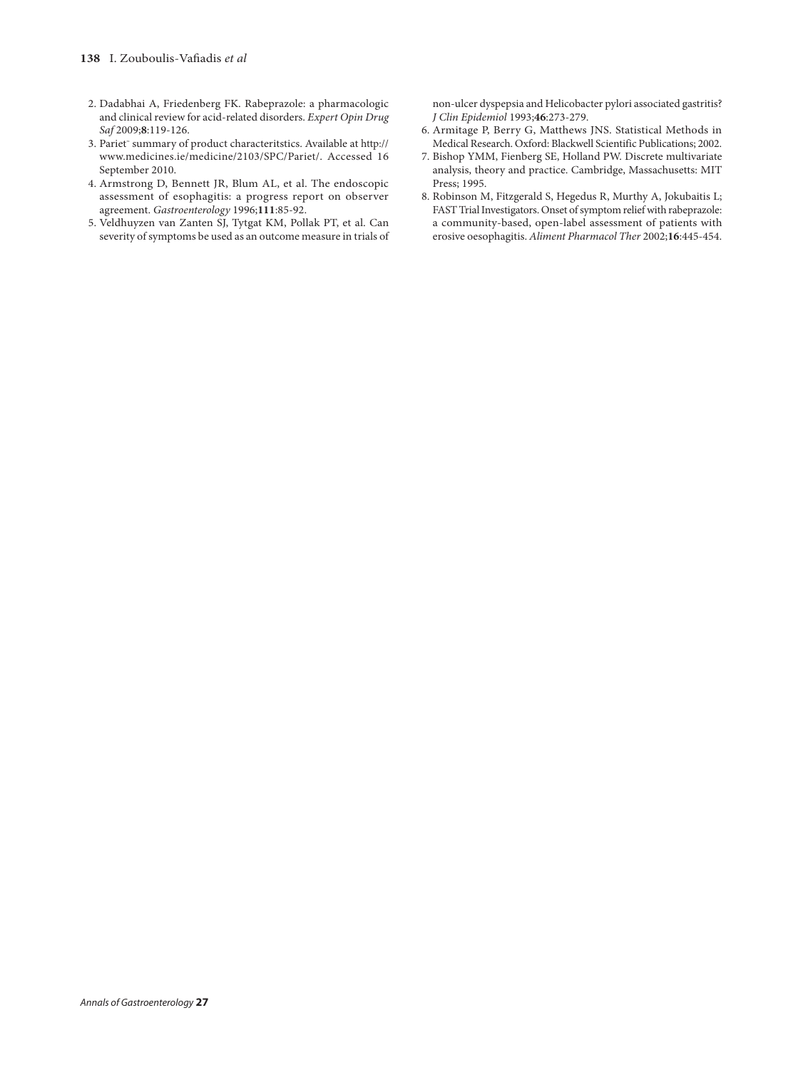2. Dadabhai A, Friedenberg FK. Rabeprazole: a pharmacologic and clinical review for acid-related disorders. *Expert Opin Drug Saf* 2009;**8**:119-126.
3. Pariet® summary of product characteritstics. Available at http://www.medicines.ie/medicine/2103/SPC/Pariet/. Accessed 16 September 2010.
4. Armstrong D, Bennett JR, Blum AL, et al. The endoscopic assessment of esophagitis: a progress report on observer agreement. *Gastroenterology* 1996;**111**:85-92.
5. Veldhuyzen van Zanten SJ, Tytgat KM, Pollak PT, et al. Can severity of symptoms be used as an outcome measure in trials of non-ulcer dyspepsia and Helicobacter pylori associated gastritis? *J Clin Epidemiol* 1993;**46**:273-279.
6. Armitage P, Berry G, Matthews JNS. Statistical Methods in Medical Research. Oxford: Blackwell Scientific Publications; 2002.
7. Bishop YMM, Fienberg SE, Holland PW. Discrete multivariate analysis, theory and practice. Cambridge, Massachusetts: MIT Press; 1995.
8. Robinson M, Fitzgerald S, Hegedus R, Murthy A, Jokubaitis L; FAST Trial Investigators. Onset of symptom relief with rabeprazole: a community-based, open-label assessment of patients with erosive oesophagitis. *Aliment Pharmacol Ther* 2002;**16**:445-454.